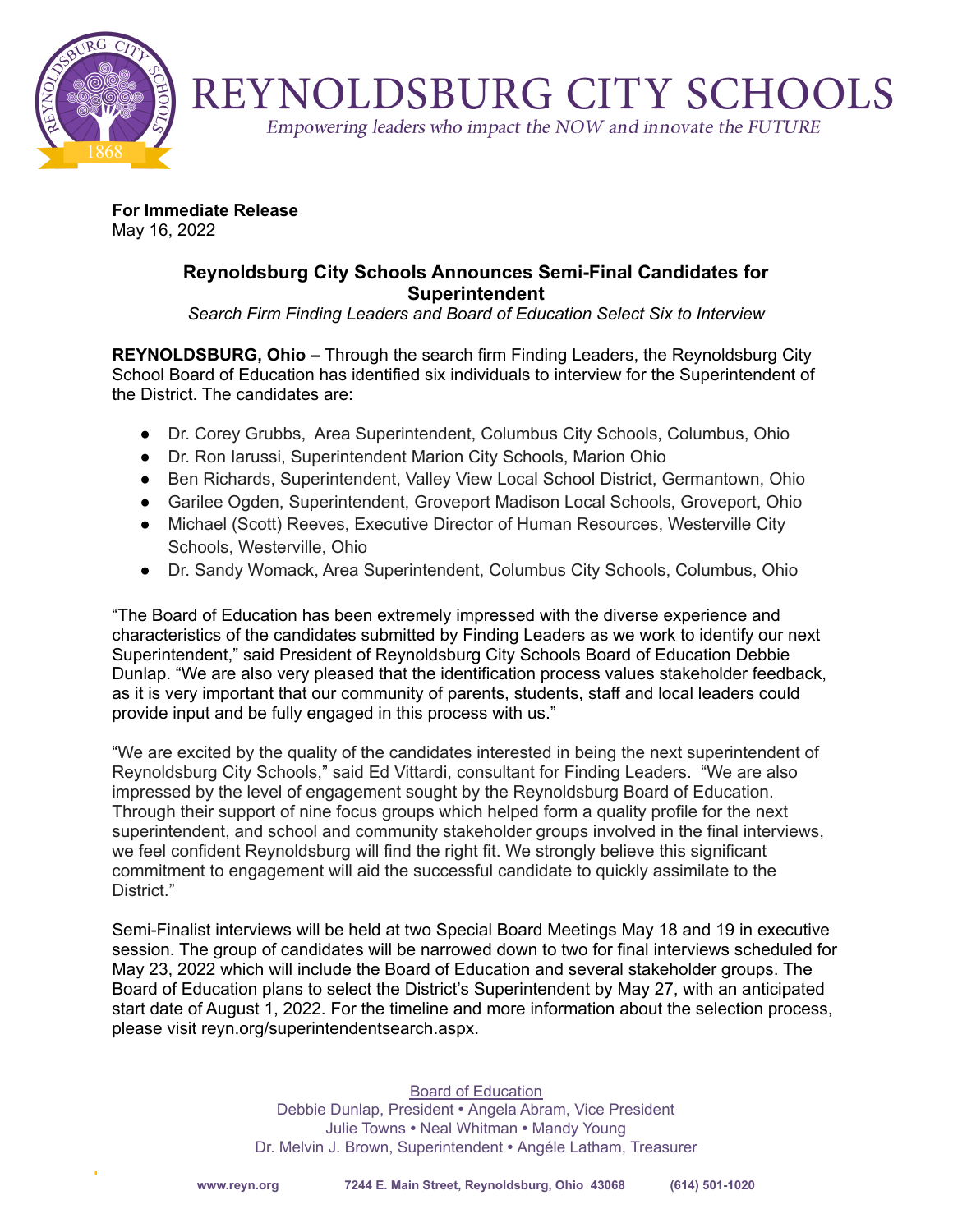# REYNOLDSBURG CITY SCHOOLS

*Empowering leaders who impact the NOW and innovate the FUTURE*

**For Immediate Release**
May 16, 2022

## Reynoldsburg City Schools Announces Semi-Final Candidates for Superintendent

*Search Firm Finding Leaders and Board of Education Select Six to Interview*

**REYNOLDSBURG, Ohio –** Through the search firm Finding Leaders, the Reynoldsburg City School Board of Education has identified six individuals to interview for the Superintendent of the District. The candidates are:

- Dr. Corey Grubbs, Area Superintendent, Columbus City Schools, Columbus, Ohio
- Dr. Ron Iarussi, Superintendent Marion City Schools, Marion Ohio
- Ben Richards, Superintendent, Valley View Local School District, Germantown, Ohio
- Garilee Ogden, Superintendent, Groveport Madison Local Schools, Groveport, Ohio
- Michael (Scott) Reeves, Executive Director of Human Resources, Westerville City Schools, Westerville, Ohio
- Dr. Sandy Womack, Area Superintendent, Columbus City Schools, Columbus, Ohio

"The Board of Education has been extremely impressed with the diverse experience and characteristics of the candidates submitted by Finding Leaders as we work to identify our next Superintendent," said President of Reynoldsburg City Schools Board of Education Debbie Dunlap. "We are also very pleased that the identification process values stakeholder feedback, as it is very important that our community of parents, students, staff and local leaders could provide input and be fully engaged in this process with us."

"We are excited by the quality of the candidates interested in being the next superintendent of Reynoldsburg City Schools," said Ed Vittardi, consultant for Finding Leaders. "We are also impressed by the level of engagement sought by the Reynoldsburg Board of Education. Through their support of nine focus groups which helped form a quality profile for the next superintendent, and school and community stakeholder groups involved in the final interviews, we feel confident Reynoldsburg will find the right fit. We strongly believe this significant commitment to engagement will aid the successful candidate to quickly assimilate to the District."

Semi-Finalist interviews will be held at two Special Board Meetings May 18 and 19 in executive session. The group of candidates will be narrowed down to two for final interviews scheduled for May 23, 2022 which will include the Board of Education and several stakeholder groups. The Board of Education plans to select the District's Superintendent by May 27, with an anticipated start date of August 1, 2022. For the timeline and more information about the selection process, please visit reyn.org/superintendentsearch.aspx.

Board of Education
Debbie Dunlap, President • Angela Abram, Vice President
Julie Towns • Neal Whitman • Mandy Young
Dr. Melvin J. Brown, Superintendent • Angéle Latham, Treasurer

www.reyn.org 7244 E. Main Street, Reynoldsburg, Ohio 43068 (614) 501-1020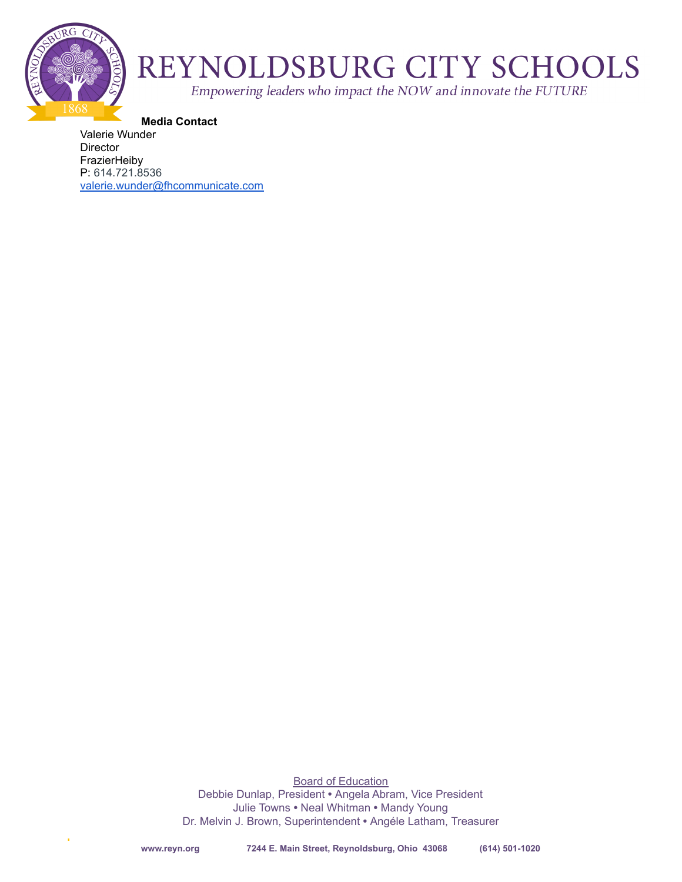# REYNOLDSBURG CITY SCHOOLS

*Empowering leaders who impact the NOW and innovate the FUTURE*

**Media Contact**

Valerie Wunder
Director
FrazierHeiby
P: 614.721.8536
valerie.wunder@fhcommunicate.com

Board of Education
Debbie Dunlap, President • Angela Abram, Vice President
Julie Towns • Neal Whitman • Mandy Young
Dr. Melvin J. Brown, Superintendent • Angéle Latham, Treasurer

**www.reyn.org** **7244 E. Main Street, Reynoldsburg, Ohio 43068** **(614) 501-1020**